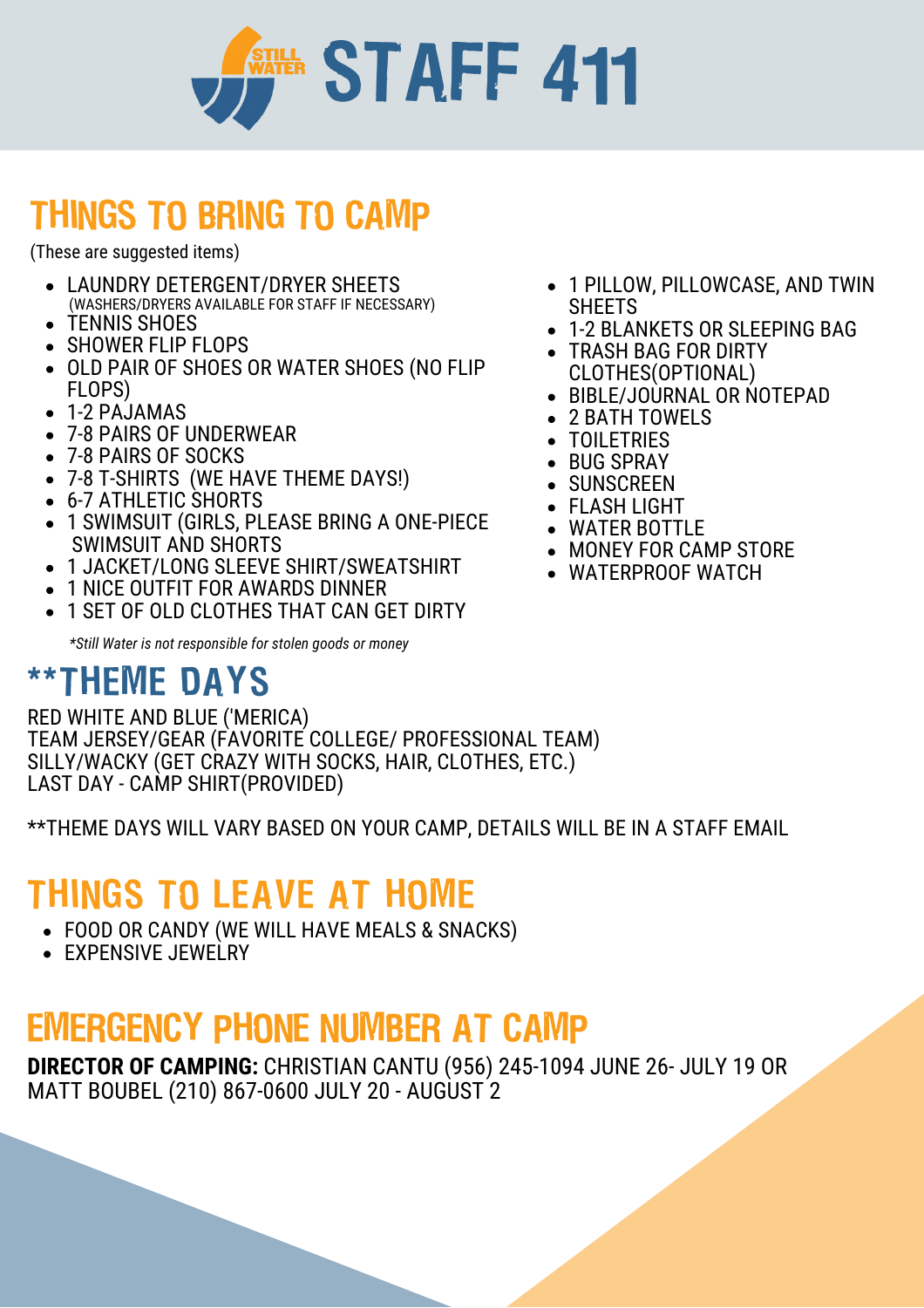# STAFF 411

## THINGS TO BRING TO CAMP

(These are suggested items)

- LAUNDRY DETERGENT/DRYER SHEETS
  (WASHERS/DRYERS AVAILABLE FOR STAFF IF NECESSARY)
- TENNIS SHOES
- SHOWER FLIP FLOPS
- OLD PAIR OF SHOES OR WATER SHOES (NO FLIP FLOPS)
- 1-2 PAJAMAS
- 7-8 PAIRS OF UNDERWEAR
- 7-8 PAIRS OF SOCKS
- 7-8 T-SHIRTS (WE HAVE THEME DAYS!)
- 6-7 ATHLETIC SHORTS
- 1 SWIMSUIT (GIRLS, PLEASE BRING A ONE-PIECE SWIMSUIT AND SHORTS
- 1 JACKET/LONG SLEEVE SHIRT/SWEATSHIRT
- 1 NICE OUTFIT FOR AWARDS DINNER
- 1 SET OF OLD CLOTHES THAT CAN GET DIRTY
- 1 PILLOW, PILLOWCASE, AND TWIN SHEETS
- 1-2 BLANKETS OR SLEEPING BAG
- TRASH BAG FOR DIRTY CLOTHES(OPTIONAL)
- BIBLE/JOURNAL OR NOTEPAD
- 2 BATH TOWELS
- TOILETRIES
- BUG SPRAY
- SUNSCREEN
- FLASH LIGHT
- WATER BOTTLE
- MONEY FOR CAMP STORE
- WATERPROOF WATCH

*\*Still Water is not responsible for stolen goods or money*

## **THEME DAYS

RED WHITE AND BLUE ('MERICA)
TEAM JERSEY/GEAR (FAVORITE COLLEGE/ PROFESSIONAL TEAM)
SILLY/WACKY (GET CRAZY WITH SOCKS, HAIR, CLOTHES, ETC.)
LAST DAY - CAMP SHIRT(PROVIDED)

**THEME DAYS WILL VARY BASED ON YOUR CAMP, DETAILS WILL BE IN A STAFF EMAIL

## THINGS TO LEAVE AT HOME

- FOOD OR CANDY (WE WILL HAVE MEALS & SNACKS)
- EXPENSIVE JEWELRY

## EMERGENCY PHONE NUMBER AT CAMP

**DIRECTOR OF CAMPING:** CHRISTIAN CANTU (956) 245-1094 JUNE 26- JULY 19 OR MATT BOUBEL (210) 867-0600 JULY 20 - AUGUST 2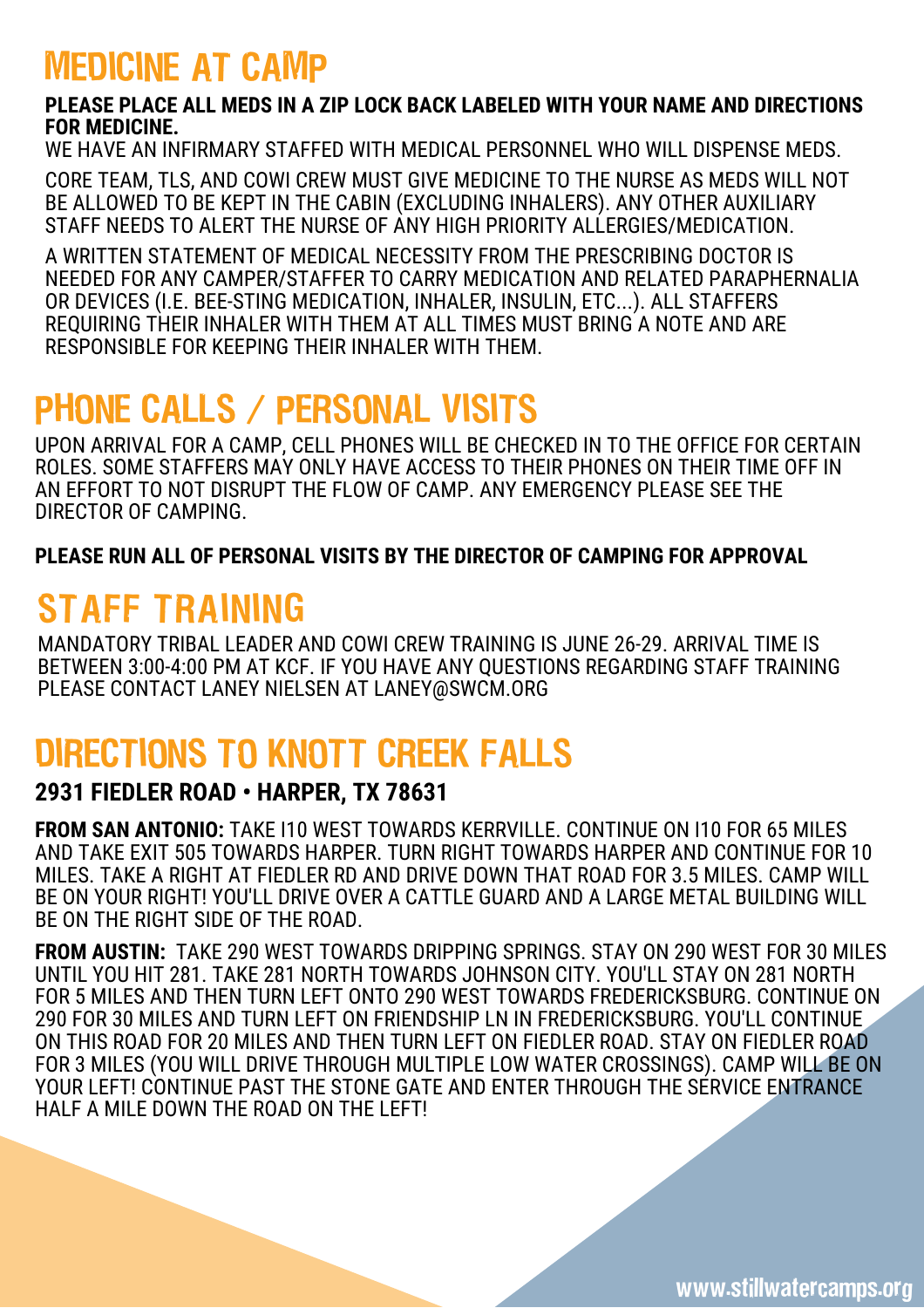# MEDICINE AT CAMP

**PLEASE PLACE ALL MEDS IN A ZIP LOCK BACK LABELED WITH YOUR NAME AND DIRECTIONS FOR MEDICINE.**

WE HAVE AN INFIRMARY STAFFED WITH MEDICAL PERSONNEL WHO WILL DISPENSE MEDS.

CORE TEAM, TLS, AND COWI CREW MUST GIVE MEDICINE TO THE NURSE AS MEDS WILL NOT BE ALLOWED TO BE KEPT IN THE CABIN (EXCLUDING INHALERS). ANY OTHER AUXILIARY STAFF NEEDS TO ALERT THE NURSE OF ANY HIGH PRIORITY ALLERGIES/MEDICATION.

A WRITTEN STATEMENT OF MEDICAL NECESSITY FROM THE PRESCRIBING DOCTOR IS NEEDED FOR ANY CAMPER/STAFFER TO CARRY MEDICATION AND RELATED PARAPHERNALIA OR DEVICES (I.E. BEE-STING MEDICATION, INHALER, INSULIN, ETC...). ALL STAFFERS REQUIRING THEIR INHALER WITH THEM AT ALL TIMES MUST BRING A NOTE AND ARE RESPONSIBLE FOR KEEPING THEIR INHALER WITH THEM.

# PHONE CALLS / PERSONAL VISITS

UPON ARRIVAL FOR A CAMP, CELL PHONES WILL BE CHECKED IN TO THE OFFICE FOR CERTAIN ROLES. SOME STAFFERS MAY ONLY HAVE ACCESS TO THEIR PHONES ON THEIR TIME OFF IN AN EFFORT TO NOT DISRUPT THE FLOW OF CAMP. ANY EMERGENCY PLEASE SEE THE DIRECTOR OF CAMPING.

**PLEASE RUN ALL OF PERSONAL VISITS BY THE DIRECTOR OF CAMPING FOR APPROVAL**

# STAFF TRAINING

MANDATORY TRIBAL LEADER AND COWI CREW TRAINING IS JUNE 26-29. ARRIVAL TIME IS BETWEEN 3:00-4:00 PM AT KCF. IF YOU HAVE ANY QUESTIONS REGARDING STAFF TRAINING PLEASE CONTACT LANEY NIELSEN AT LANEY@SWCM.ORG

# DIRECTIONS TO KNOTT CREEK FALLS

**2931 FIEDLER ROAD • HARPER, TX 78631**

**FROM SAN ANTONIO:** TAKE I10 WEST TOWARDS KERRVILLE. CONTINUE ON I10 FOR 65 MILES AND TAKE EXIT 505 TOWARDS HARPER. TURN RIGHT TOWARDS HARPER AND CONTINUE FOR 10 MILES. TAKE A RIGHT AT FIEDLER RD AND DRIVE DOWN THAT ROAD FOR 3.5 MILES. CAMP WILL BE ON YOUR RIGHT! YOU'LL DRIVE OVER A CATTLE GUARD AND A LARGE METAL BUILDING WILL BE ON THE RIGHT SIDE OF THE ROAD.

**FROM AUSTIN:** TAKE 290 WEST TOWARDS DRIPPING SPRINGS. STAY ON 290 WEST FOR 30 MILES UNTIL YOU HIT 281. TAKE 281 NORTH TOWARDS JOHNSON CITY. YOU'LL STAY ON 281 NORTH FOR 5 MILES AND THEN TURN LEFT ONTO 290 WEST TOWARDS FREDERICKSBURG. CONTINUE ON 290 FOR 30 MILES AND TURN LEFT ON FRIENDSHIP LN IN FREDERICKSBURG. YOU'LL CONTINUE ON THIS ROAD FOR 20 MILES AND THEN TURN LEFT ON FIEDLER ROAD. STAY ON FIEDLER ROAD FOR 3 MILES (YOU WILL DRIVE THROUGH MULTIPLE LOW WATER CROSSINGS). CAMP WILL BE ON YOUR LEFT! CONTINUE PAST THE STONE GATE AND ENTER THROUGH THE SERVICE ENTRANCE HALF A MILE DOWN THE ROAD ON THE LEFT!

www.stillwatercamps.org